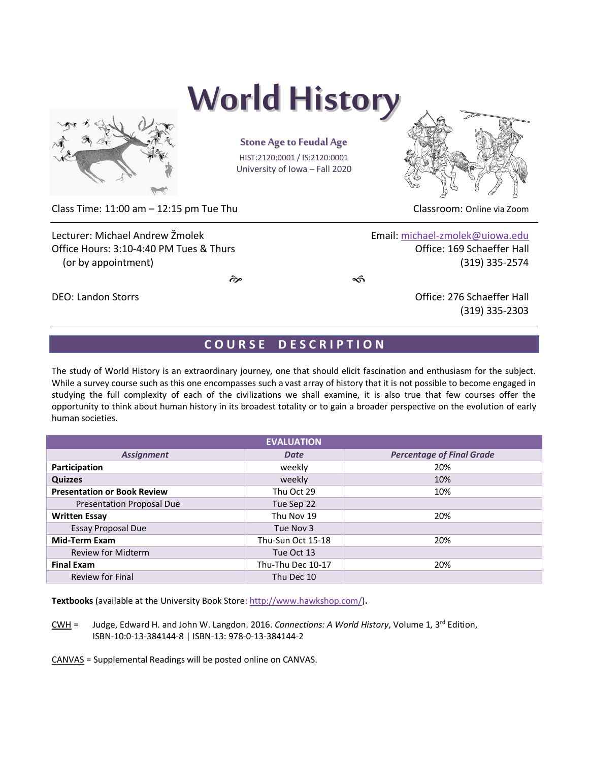# World History

## Stone Age to Feudal Age

HIST:2120:0001 / IS:2120:0001
University of Iowa – Fall 2020

Class Time: 11:00 am – 12:15 pm Tue Thu

Classroom: Online via Zoom

Lecturer: Michael Andrew Žmolek
Office Hours: 3:10-4:40 PM Tues & Thurs
(or by appointment)

Email: michael-zmolek@uiowa.edu
Office: 169 Schaeffer Hall
(319) 335-2574

DEO: Landon Storrs

Office: 276 Schaeffer Hall
(319) 335-2303

## COURSE DESCRIPTION

The study of World History is an extraordinary journey, one that should elicit fascination and enthusiasm for the subject. While a survey course such as this one encompasses such a vast array of history that it is not possible to become engaged in studying the full complexity of each of the civilizations we shall examine, it is also true that few courses offer the opportunity to think about human history in its broadest totality or to gain a broader perspective on the evolution of early human societies.

| EVALUATION | | |
|---|---|---|
| *Assignment* | *Date* | *Percentage of Final Grade* |
| **Participation** | weekly | 20% |
| **Quizzes** | weekly | 10% |
| **Presentation or Book Review** | Thu Oct 29 | 10% |
| Presentation Proposal Due | Tue Sep 22 | |
| **Written Essay** | Thu Nov 19 | 20% |
| Essay Proposal Due | Tue Nov 3 | |
| **Mid-Term Exam** | Thu-Sun Oct 15-18 | 20% |
| Review for Midterm | Tue Oct 13 | |
| **Final Exam** | Thu-Thu Dec 10-17 | 20% |
| Review for Final | Thu Dec 10 | |

**Textbooks** (available at the University Book Store: http://www.hawkshop.com/).

CWH = Judge, Edward H. and John W. Langdon. 2016. *Connections: A World History*, Volume 1, 3rd Edition, ISBN-10:0-13-384144-8 | ISBN-13: 978-0-13-384144-2

CANVAS = Supplemental Readings will be posted online on CANVAS.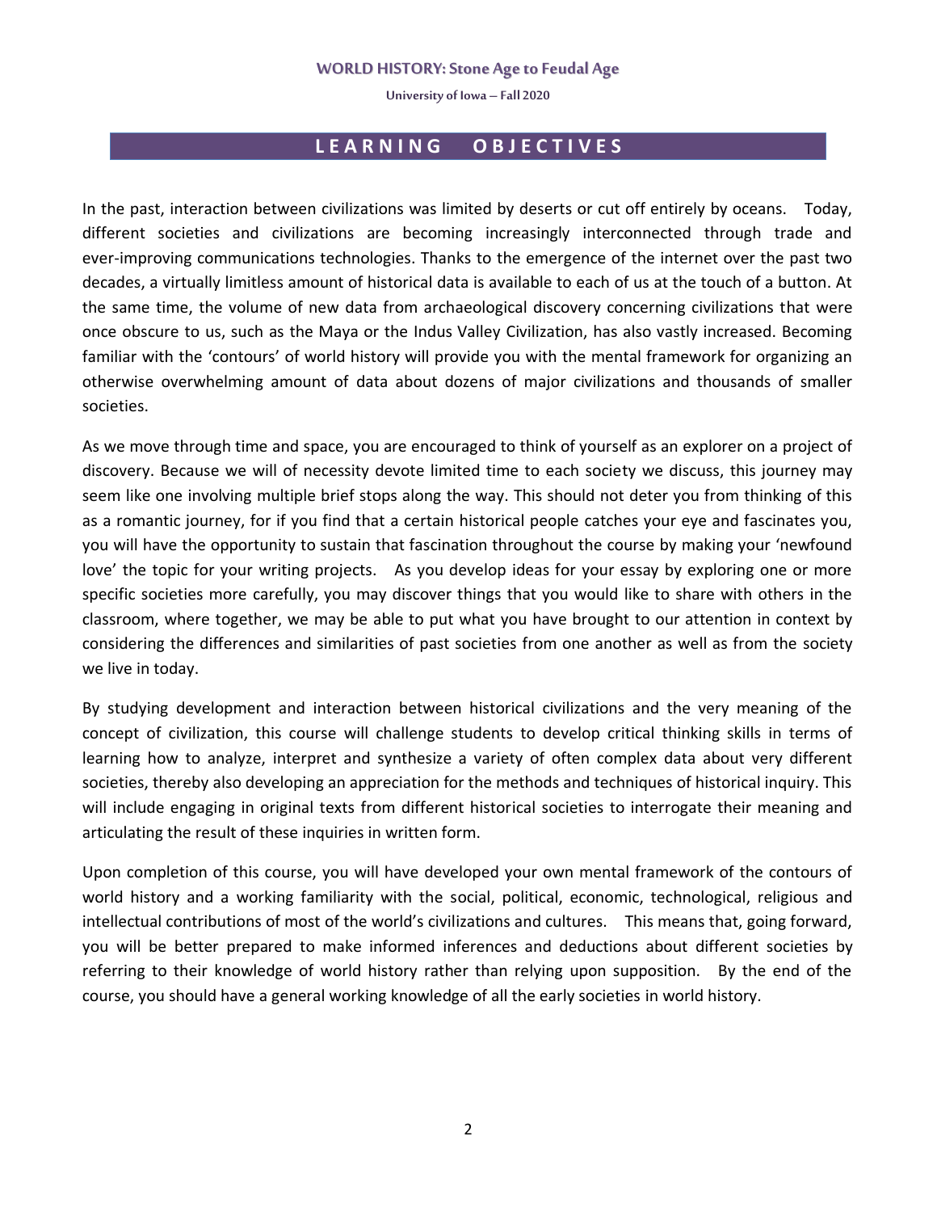## LEARNING OBJECTIVES

In the past, interaction between civilizations was limited by deserts or cut off entirely by oceans. Today, different societies and civilizations are becoming increasingly interconnected through trade and ever-improving communications technologies. Thanks to the emergence of the internet over the past two decades, a virtually limitless amount of historical data is available to each of us at the touch of a button. At the same time, the volume of new data from archaeological discovery concerning civilizations that were once obscure to us, such as the Maya or the Indus Valley Civilization, has also vastly increased. Becoming familiar with the 'contours' of world history will provide you with the mental framework for organizing an otherwise overwhelming amount of data about dozens of major civilizations and thousands of smaller societies.

As we move through time and space, you are encouraged to think of yourself as an explorer on a project of discovery. Because we will of necessity devote limited time to each society we discuss, this journey may seem like one involving multiple brief stops along the way. This should not deter you from thinking of this as a romantic journey, for if you find that a certain historical people catches your eye and fascinates you, you will have the opportunity to sustain that fascination throughout the course by making your 'newfound love' the topic for your writing projects. As you develop ideas for your essay by exploring one or more specific societies more carefully, you may discover things that you would like to share with others in the classroom, where together, we may be able to put what you have brought to our attention in context by considering the differences and similarities of past societies from one another as well as from the society we live in today.

By studying development and interaction between historical civilizations and the very meaning of the concept of civilization, this course will challenge students to develop critical thinking skills in terms of learning how to analyze, interpret and synthesize a variety of often complex data about very different societies, thereby also developing an appreciation for the methods and techniques of historical inquiry. This will include engaging in original texts from different historical societies to interrogate their meaning and articulating the result of these inquiries in written form.

Upon completion of this course, you will have developed your own mental framework of the contours of world history and a working familiarity with the social, political, economic, technological, religious and intellectual contributions of most of the world's civilizations and cultures. This means that, going forward, you will be better prepared to make informed inferences and deductions about different societies by referring to their knowledge of world history rather than relying upon supposition. By the end of the course, you should have a general working knowledge of all the early societies in world history.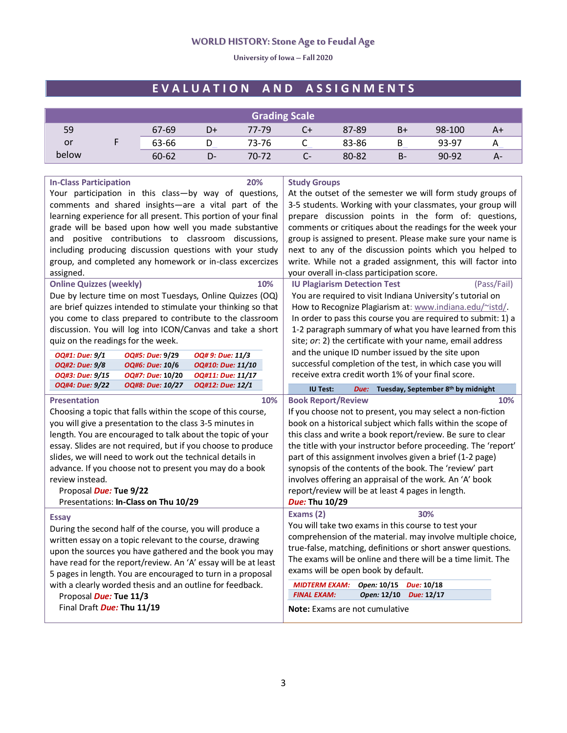**WORLD HISTORY: Stone Age to Feudal Age**

University of Iowa – Fall 2020

# EVALUATION AND ASSIGNMENTS

| Grading Scale | | | | | | | | | |
|---|---|---|---|---|---|---|---|---|---|
| 59 or below | F | 67-69 | D+ | 77-79 | C+ | 87-89 | B+ | 98-100 | A+ |
| | | 63-66 | D | 73-76 | C | 83-86 | B | 93-97 | A |
| | | 60-62 | D- | 70-72 | C- | 80-82 | B- | 90-92 | A- |

### In-Class Participation — 20%

Your participation in this class—by way of questions, comments and shared insights—are a vital part of the learning experience for all present. This portion of your final grade will be based upon how well you made substantive and positive contributions to classroom discussions, including producing discussion questions with your study group, and completed any homework or in-class excercizes assigned.

### Study Groups

At the outset of the semester we will form study groups of 3-5 students. Working with your classmates, your group will prepare discussion points in the form of: questions, comments or critiques about the readings for the week your group is assigned to present. Please make sure your name is next to any of the discussion points which you helped to write. While not a graded assignment, this will factor into your overall in-class participation score.

### Online Quizzes (weekly) — 10%

Due by lecture time on most Tuesdays, Online Quizzes (OQ) are brief quizzes intended to stimulate your thinking so that you come to class prepared to contribute to the classroom discussion. You will log into ICON/Canvas and take a short quiz on the readings for the week.

| | | |
|---|---|---|
| *OQ#1: Due: 9/1* | *OQ#5: Due: 9/29* | *OQ# 9: Due: 11/3* |
| *OQ#2: Due: 9/8* | *OQ#6: Due: 10/6* | *OQ#10: Due: 11/10* |
| *OQ#3: Due: 9/15* | *OQ#7: Due: 10/20* | *OQ#11: Due: 11/17* |
| *OQ#4: Due: 9/22* | *OQ#8: Due: 10/27* | *OQ#12: Due: 12/1* |

### IU Plagiarism Detection Test — (Pass/Fail)

You are required to visit Indiana University's tutorial on How to Recognize Plagiarism at: www.indiana.edu/~istd/. In order to pass this course you are required to submit: 1) a 1-2 paragraph summary of what you have learned from this site; *or*: 2) the certificate with your name, email address and the unique ID number issued by the site upon successful completion of the test, in which case you will receive extra credit worth 1% of your final score.

**IU Test:** ***Due:*** **Tuesday, September 8th by midnight**

### Presentation — 10%

Choosing a topic that falls within the scope of this course, you will give a presentation to the class 3-5 minutes in length. You are encouraged to talk about the topic of your essay. Slides are not required, but if you choose to produce slides, we will need to work out the technical details in advance. If you choose not to present you may do a book review instead.

- Proposal ***Due:*** **Tue 9/22**
- Presentations: **In-Class on Thu 10/29**

### Book Report/Review — 10%

If you choose not to present, you may select a non-fiction book on a historical subject which falls within the scope of this class and write a book report/review. Be sure to clear the title with your instructor before proceeding. The 'report' part of this assignment involves given a brief (1-2 page) synopsis of the contents of the book. The 'review' part involves offering an appraisal of the work. An 'A' book report/review will be at least 4 pages in length.

***Due:*** Thu **10/29**

### Essay

During the second half of the course, you will produce a written essay on a topic relevant to the course, drawing upon the sources you have gathered and the book you may have read for the report/review. An 'A' essay will be at least 5 pages in length. You are encouraged to turn in a proposal with a clearly worded thesis and an outline for feedback.

- Proposal ***Due:*** **Tue 11/3**
- Final Draft ***Due:*** **Thu 11/19**

### Exams (2) — 30%

You will take two exams in this course to test your comprehension of the material. may involve multiple choice, true-false, matching, definitions or short answer questions. The exams will be online and there will be a time limit. The exams will be open book by default.

| | | |
|---|---|---|
| ***MIDTERM EXAM:*** | ***Open:*** **10/15** | ***Due:*** **10/18** |
| ***FINAL EXAM:*** | ***Open:*** **12/10** | ***Due:*** **12/17** |

**Note:** Exams are not cumulative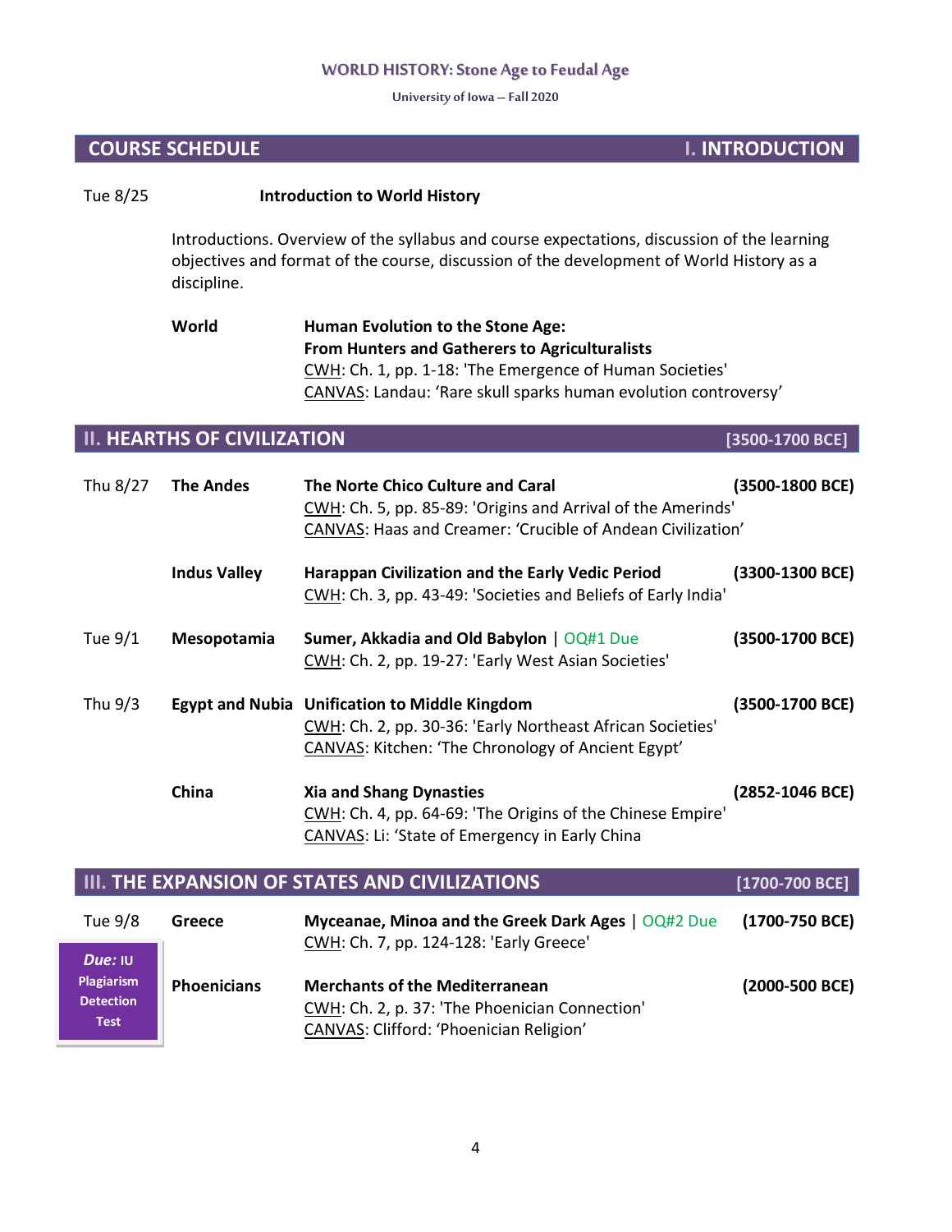## COURSE SCHEDULE — I. INTRODUCTION

**Tue 8/25** — **Introduction to World History**

Introductions. Overview of the syllabus and course expectations, discussion of the learning objectives and format of the course, discussion of the development of World History as a discipline.

**World** — **Human Evolution to the Stone Age: From Hunters and Gatherers to Agriculturalists**
CWH: Ch. 1, pp. 1-18: 'The Emergence of Human Societies'
CANVAS: Landau: 'Rare skull sparks human evolution controversy'

## II. HEARTHS OF CIVILIZATION [3500-1700 BCE]

**Thu 8/27** — **The Andes** — **The Norte Chico Culture and Caral** **(3500-1800 BCE)**
CWH: Ch. 5, pp. 85-89: 'Origins and Arrival of the Amerinds'
CANVAS: Haas and Creamer: 'Crucible of Andean Civilization'

**Indus Valley** — **Harappan Civilization and the Early Vedic Period** **(3300-1300 BCE)**
CWH: Ch. 3, pp. 43-49: 'Societies and Beliefs of Early India'

**Tue 9/1** — **Mesopotamia** — **Sumer, Akkadia and Old Babylon** | OQ#1 Due **(3500-1700 BCE)**
CWH: Ch. 2, pp. 19-27: 'Early West Asian Societies'

**Thu 9/3** — **Egypt and Nubia** — **Unification to Middle Kingdom** **(3500-1700 BCE)**
CWH: Ch. 2, pp. 30-36: 'Early Northeast African Societies'
CANVAS: Kitchen: 'The Chronology of Ancient Egypt'

**China** — **Xia and Shang Dynasties** **(2852-1046 BCE)**
CWH: Ch. 4, pp. 64-69: 'The Origins of the Chinese Empire'
CANVAS: Li: 'State of Emergency in Early China

## III. THE EXPANSION OF STATES AND CIVILIZATIONS [1700-700 BCE]

**Tue 9/8** — **Greece** — **Myceanae, Minoa and the Greek Dark Ages** | OQ#2 Due **(1700-750 BCE)**
CWH: Ch. 7, pp. 124-128: 'Early Greece'

***Due:* IU Plagiarism Detection Test**

**Phoenicians** — **Merchants of the Mediterranean** **(2000-500 BCE)**
CWH: Ch. 2, p. 37: 'The Phoenician Connection'
CANVAS: Clifford: 'Phoenician Religion'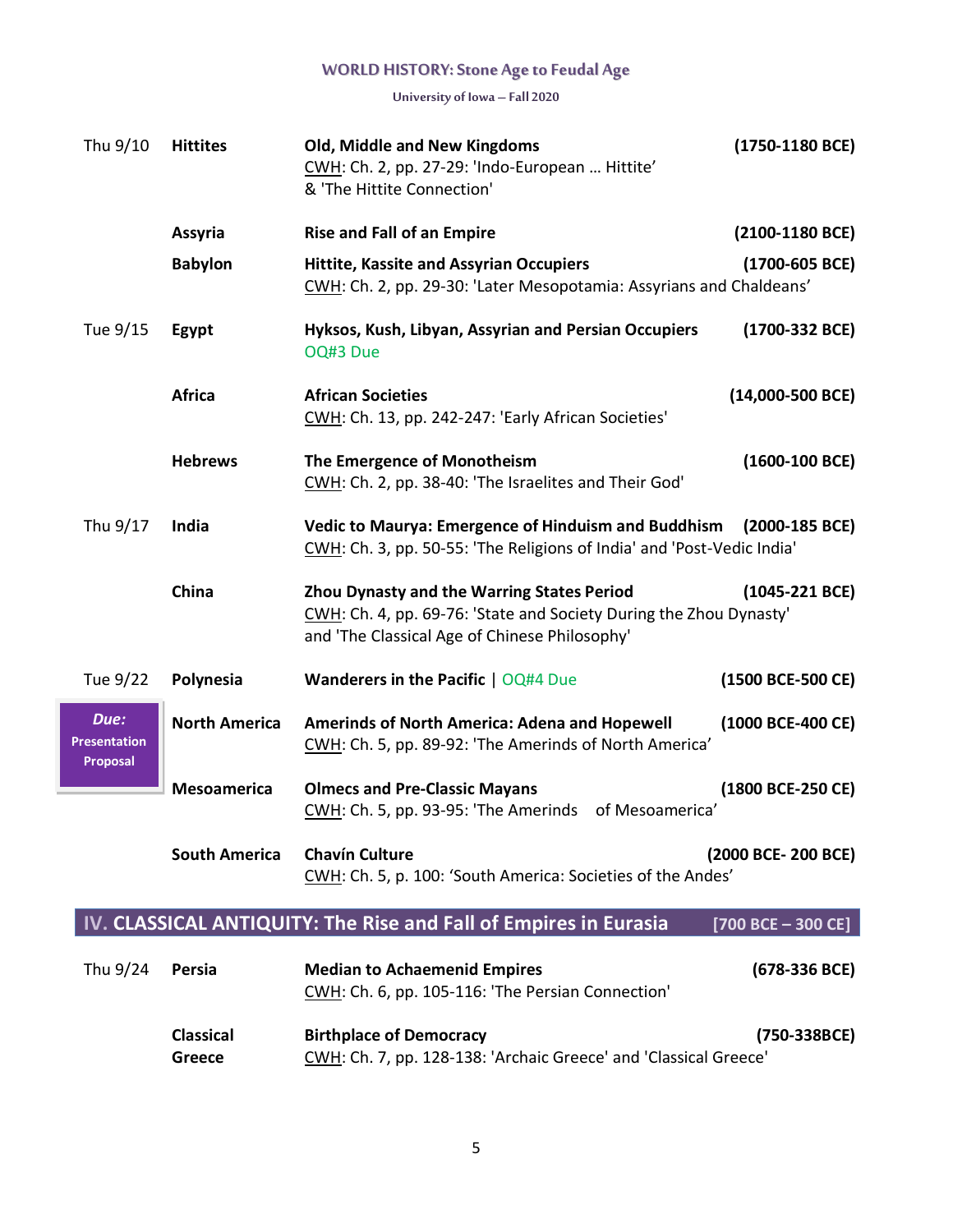| Date | Region | Topic | Dates |
|---|---|---|---|
| Thu 9/10 | **Hittites** | **Old, Middle and New Kingdoms**<br>CWH: Ch. 2, pp. 27-29: 'Indo-European … Hittite' & 'The Hittite Connection' | **(1750-1180 BCE)** |
| | **Assyria** | **Rise and Fall of an Empire** | **(2100-1180 BCE)** |
| | **Babylon** | **Hittite, Kassite and Assyrian Occupiers**<br>CWH: Ch. 2, pp. 29-30: 'Later Mesopotamia: Assyrians and Chaldeans' | **(1700-605 BCE)** |
| Tue 9/15 | **Egypt** | **Hyksos, Kush, Libyan, Assyrian and Persian Occupiers**<br>OQ#3 Due | **(1700-332 BCE)** |
| | **Africa** | **African Societies**<br>CWH: Ch. 13, pp. 242-247: 'Early African Societies' | **(14,000-500 BCE)** |
| | **Hebrews** | **The Emergence of Monotheism**<br>CWH: Ch. 2, pp. 38-40: 'The Israelites and Their God' | **(1600-100 BCE)** |
| Thu 9/17 | **India** | **Vedic to Maurya: Emergence of Hinduism and Buddhism**<br>CWH: Ch. 3, pp. 50-55: 'The Religions of India' and 'Post-Vedic India' | **(2000-185 BCE)** |
| | **China** | **Zhou Dynasty and the Warring States Period**<br>CWH: Ch. 4, pp. 69-76: 'State and Society During the Zhou Dynasty' and 'The Classical Age of Chinese Philosophy' | **(1045-221 BCE)** |
| Tue 9/22 | **Polynesia** | **Wanderers in the Pacific** \| OQ#4 Due | **(1500 BCE-500 CE)** |
| ***Due:* Presentation Proposal** | **North America** | **Amerinds of North America: Adena and Hopewell**<br>CWH: Ch. 5, pp. 89-92: 'The Amerinds of North America' | **(1000 BCE-400 CE)** |
| | **Mesoamerica** | **Olmecs and Pre-Classic Mayans**<br>CWH: Ch. 5, pp. 93-95: 'The Amerinds of Mesoamerica' | **(1800 BCE-250 CE)** |
| | **South America** | **Chavín Culture**<br>CWH: Ch. 5, p. 100: 'South America: Societies of the Andes' | **(2000 BCE- 200 BCE)** |

## IV. CLASSICAL ANTIQUITY: The Rise and Fall of Empires in Eurasia [700 BCE – 300 CE]

| Date | Region | Topic | Dates |
|---|---|---|---|
| Thu 9/24 | **Persia** | **Median to Achaemenid Empires**<br>CWH: Ch. 6, pp. 105-116: 'The Persian Connection' | **(678-336 BCE)** |
| | **Classical Greece** | **Birthplace of Democracy**<br>CWH: Ch. 7, pp. 128-138: 'Archaic Greece' and 'Classical Greece' | **(750-338BCE)** |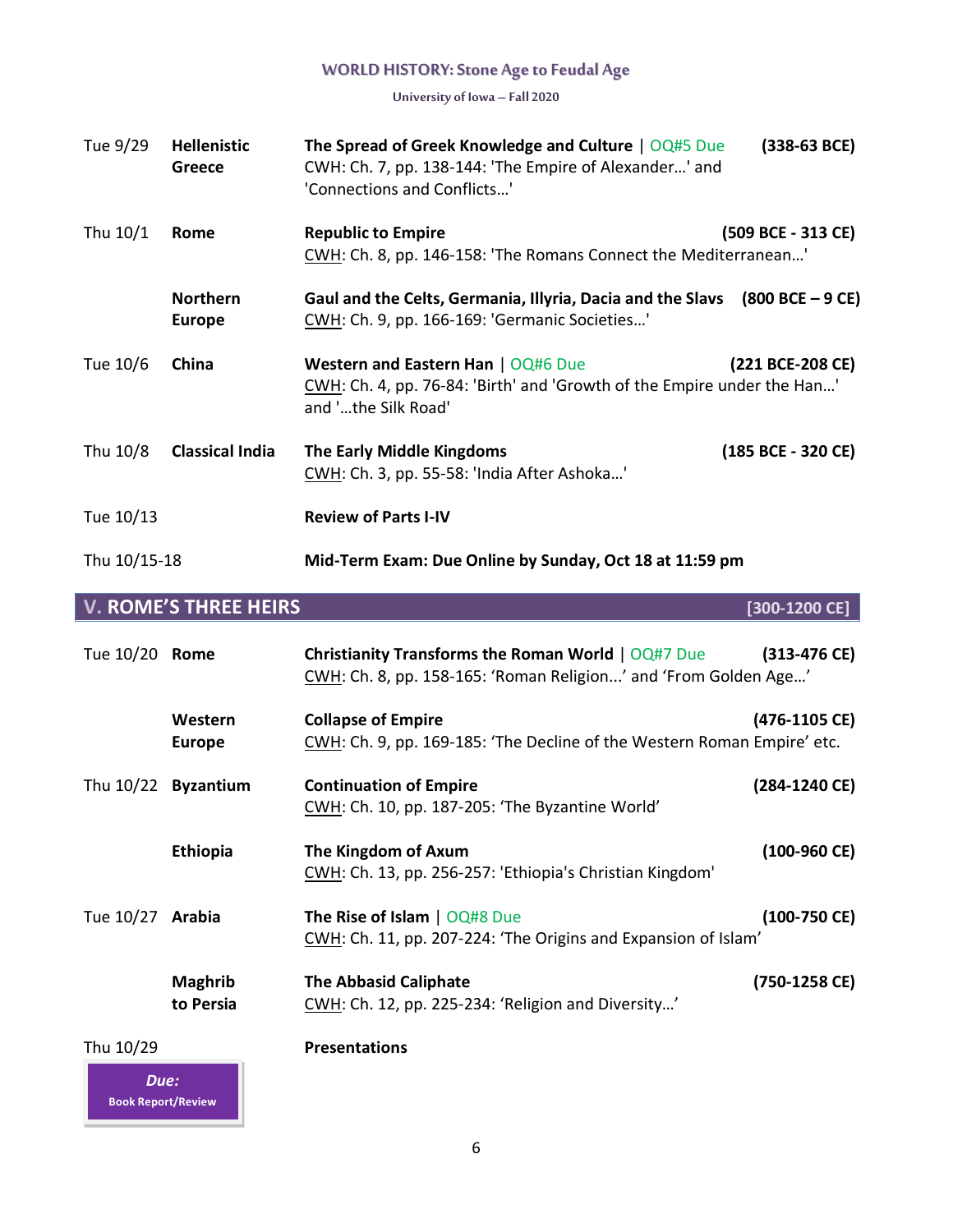| Date | Topic | Description | Dates |
|---|---|---|---|
| Tue 9/29 | **Hellenistic Greece** | **The Spread of Greek Knowledge and Culture** \| OQ#5 Due<br>CWH: Ch. 7, pp. 138-144: 'The Empire of Alexander…' and 'Connections and Conflicts…' | **(338-63 BCE)** |
| Thu 10/1 | **Rome** | **Republic to Empire**<br>CWH: Ch. 8, pp. 146-158: 'The Romans Connect the Mediterranean…' | **(509 BCE - 313 CE)** |
| | **Northern Europe** | **Gaul and the Celts, Germania, Illyria, Dacia and the Slavs**<br>CWH: Ch. 9, pp. 166-169: 'Germanic Societies…' | **(800 BCE – 9 CE)** |
| Tue 10/6 | **China** | **Western and Eastern Han** \| OQ#6 Due<br>CWH: Ch. 4, pp. 76-84: 'Birth' and 'Growth of the Empire under the Han…' and '…the Silk Road' | **(221 BCE-208 CE)** |
| Thu 10/8 | **Classical India** | **The Early Middle Kingdoms**<br>CWH: Ch. 3, pp. 55-58: 'India After Ashoka…' | **(185 BCE - 320 CE)** |
| Tue 10/13 | | **Review of Parts I-IV** | |
| Thu 10/15-18 | | **Mid-Term Exam: Due Online by Sunday, Oct 18 at 11:59 pm** | |

## V. ROME'S THREE HEIRS [300-1200 CE]

| Date | Topic | Description | Dates |
|---|---|---|---|
| Tue 10/20 | **Rome** | **Christianity Transforms the Roman World** \| OQ#7 Due<br>CWH: Ch. 8, pp. 158-165: 'Roman Religion...' and 'From Golden Age…' | **(313-476 CE)** |
| | **Western Europe** | **Collapse of Empire**<br>CWH: Ch. 9, pp. 169-185: 'The Decline of the Western Roman Empire' etc. | **(476-1105 CE)** |
| Thu 10/22 | **Byzantium** | **Continuation of Empire**<br>CWH: Ch. 10, pp. 187-205: 'The Byzantine World' | **(284-1240 CE)** |
| | **Ethiopia** | **The Kingdom of Axum**<br>CWH: Ch. 13, pp. 256-257: 'Ethiopia's Christian Kingdom' | **(100-960 CE)** |
| Tue 10/27 | **Arabia** | **The Rise of Islam** \| OQ#8 Due<br>CWH: Ch. 11, pp. 207-224: 'The Origins and Expansion of Islam' | **(100-750 CE)** |
| | **Maghrib to Persia** | **The Abbasid Caliphate**<br>CWH: Ch. 12, pp. 225-234: 'Religion and Diversity…' | **(750-1258 CE)** |
| Thu 10/29 | | **Presentations** | |

***Due:***
**Book Report/Review**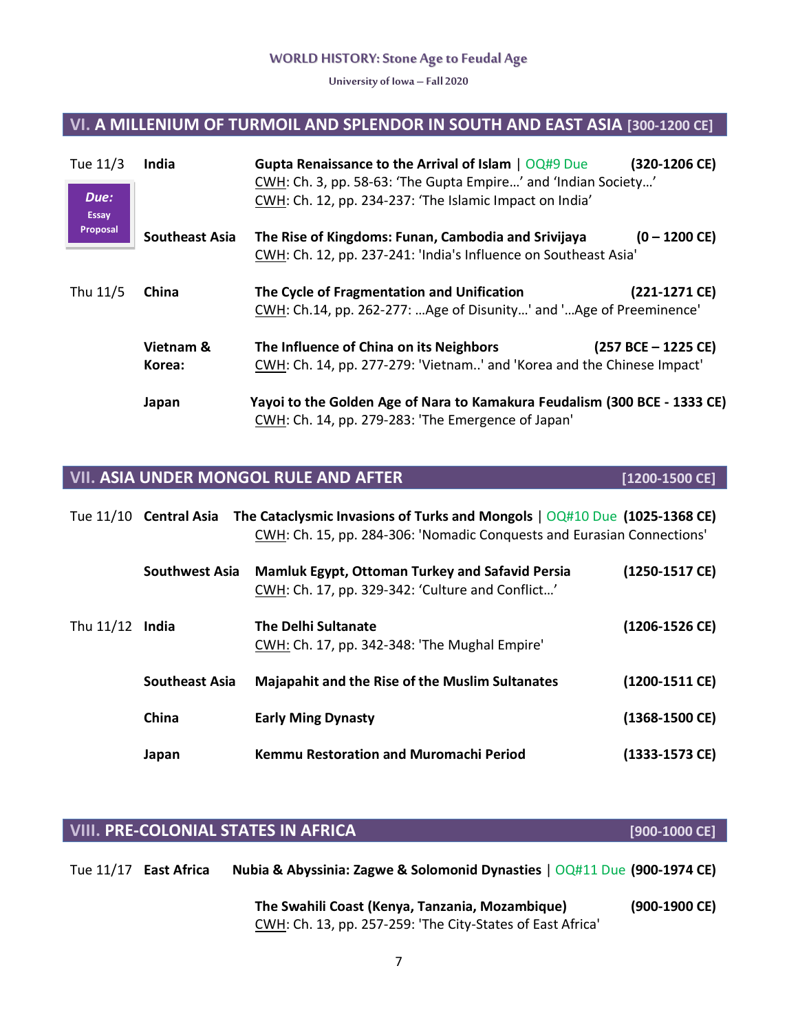## VI. A MILLENIUM OF TURMOIL AND SPLENDOR IN SOUTH AND EAST ASIA [300-1200 CE]

**Tue 11/3** — *Due:* **Essay Proposal**

**India** — **Gupta Renaissance to the Arrival of Islam** | OQ#9 Due **(320-1206 CE)**
CWH: Ch. 3, pp. 58-63: 'The Gupta Empire…' and 'Indian Society…'
CWH: Ch. 12, pp. 234-237: 'The Islamic Impact on India'

**Southeast Asia** — **The Rise of Kingdoms: Funan, Cambodia and Srivijaya** **(0 – 1200 CE)**
CWH: Ch. 12, pp. 237-241: 'India's Influence on Southeast Asia'

**Thu 11/5**

**China** — **The Cycle of Fragmentation and Unification** **(221-1271 CE)**
CWH: Ch.14, pp. 262-277: …Age of Disunity…' and '…Age of Preeminence'

**Vietnam & Korea:** — **The Influence of China on its Neighbors** **(257 BCE – 1225 CE)**
CWH: Ch. 14, pp. 277-279: 'Vietnam..' and 'Korea and the Chinese Impact'

**Japan** — **Yayoi to the Golden Age of Nara to Kamakura Feudalism (300 BCE - 1333 CE)**
CWH: Ch. 14, pp. 279-283: 'The Emergence of Japan'

## VII. ASIA UNDER MONGOL RULE AND AFTER [1200-1500 CE]

**Tue 11/10**

**Central Asia** — **The Cataclysmic Invasions of Turks and Mongols** | OQ#10 Due **(1025-1368 CE)**
CWH: Ch. 15, pp. 284-306: 'Nomadic Conquests and Eurasian Connections'

**Southwest Asia** — **Mamluk Egypt, Ottoman Turkey and Safavid Persia** **(1250-1517 CE)**
CWH: Ch. 17, pp. 329-342: 'Culture and Conflict…'

**Thu 11/12**

**India** — **The Delhi Sultanate** **(1206-1526 CE)**
CWH: Ch. 17, pp. 342-348: 'The Mughal Empire'

**Southeast Asia** — **Majapahit and the Rise of the Muslim Sultanates** **(1200-1511 CE)**

**China** — **Early Ming Dynasty** **(1368-1500 CE)**

**Japan** — **Kemmu Restoration and Muromachi Period** **(1333-1573 CE)**

## VIII. PRE-COLONIAL STATES IN AFRICA [900-1000 CE]

**Tue 11/17**

**East Africa** — **Nubia & Abyssinia: Zagwe & Solomonid Dynasties** | OQ#11 Due **(900-1974 CE)**

**The Swahili Coast (Kenya, Tanzania, Mozambique)** **(900-1900 CE)**
CWH: Ch. 13, pp. 257-259: 'The City-States of East Africa'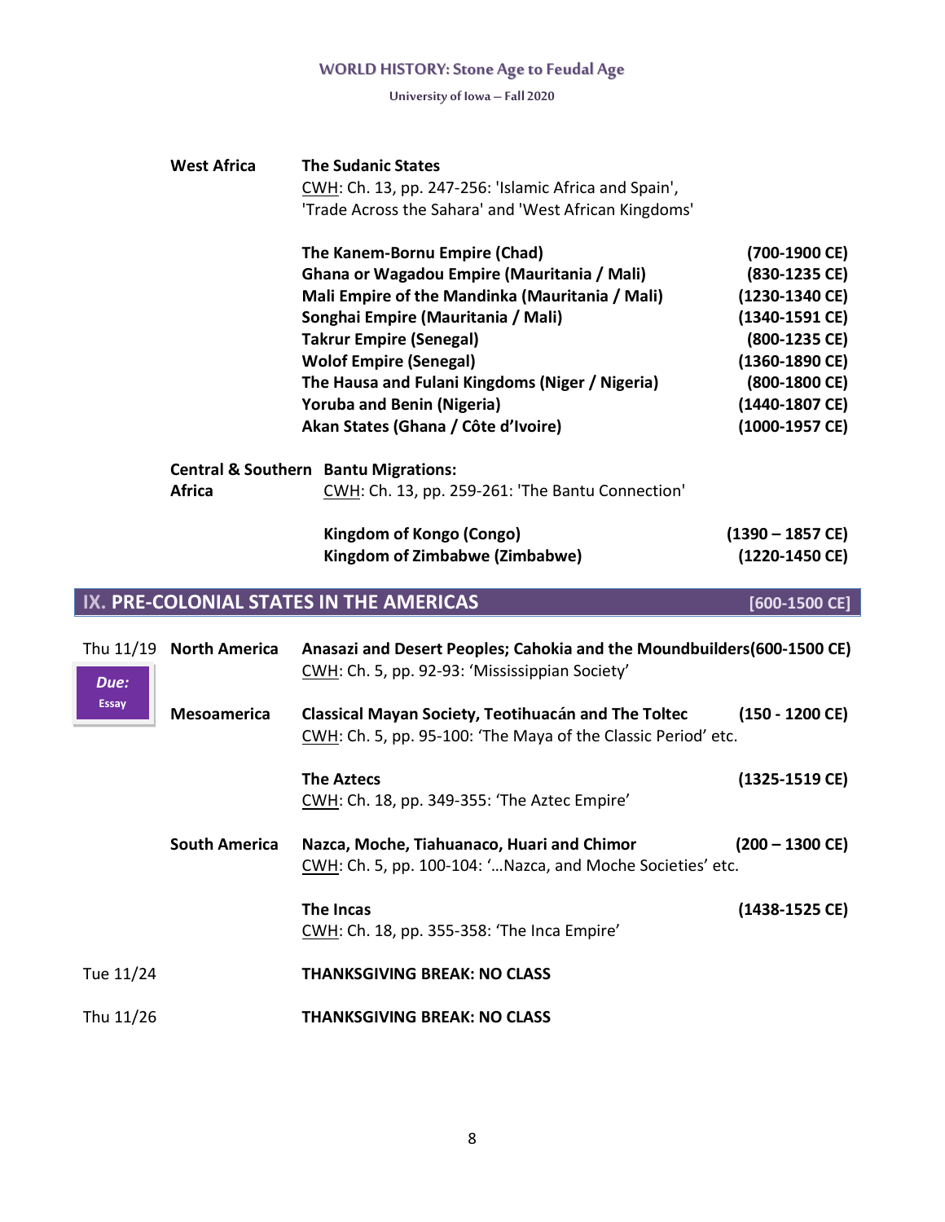**West Africa** — **The Sudanic States**
CWH: Ch. 13, pp. 247-256: 'Islamic Africa and Spain', 'Trade Across the Sahara' and 'West African Kingdoms'

| | |
|---|---|
| **The Kanem-Bornu Empire (Chad)** | **(700-1900 CE)** |
| **Ghana or Wagadou Empire (Mauritania / Mali)** | **(830-1235 CE)** |
| **Mali Empire of the Mandinka (Mauritania / Mali)** | **(1230-1340 CE)** |
| **Songhai Empire (Mauritania / Mali)** | **(1340-1591 CE)** |
| **Takrur Empire (Senegal)** | **(800-1235 CE)** |
| **Wolof Empire (Senegal)** | **(1360-1890 CE)** |
| **The Hausa and Fulani Kingdoms (Niger / Nigeria)** | **(800-1800 CE)** |
| **Yoruba and Benin (Nigeria)** | **(1440-1807 CE)** |
| **Akan States (Ghana / Côte d'Ivoire)** | **(1000-1957 CE)** |

**Central & Southern Africa** — **Bantu Migrations:**
CWH: Ch. 13, pp. 259-261: 'The Bantu Connection'

| | |
|---|---|
| **Kingdom of Kongo (Congo)** | **(1390 – 1857 CE)** |
| **Kingdom of Zimbabwe (Zimbabwe)** | **(1220-1450 CE)** |

## IX. PRE-COLONIAL STATES IN THE AMERICAS [600-1500 CE]

**Thu 11/19** — ***Due:* Essay**

**North America** — **Anasazi and Desert Peoples; Cahokia and the Moundbuilders (600-1500 CE)**
CWH: Ch. 5, pp. 92-93: 'Mississippian Society'

**Mesoamerica** — **Classical Mayan Society, Teotihuacán and The Toltec (150 - 1200 CE)**
CWH: Ch. 5, pp. 95-100: 'The Maya of the Classic Period' etc.

**The Aztecs (1325-1519 CE)**
CWH: Ch. 18, pp. 349-355: 'The Aztec Empire'

**South America** — **Nazca, Moche, Tiahuanaco, Huari and Chimor (200 – 1300 CE)**
CWH: Ch. 5, pp. 100-104: '…Nazca, and Moche Societies' etc.

**The Incas (1438-1525 CE)**
CWH: Ch. 18, pp. 355-358: 'The Inca Empire'

Tue 11/24 — **THANKSGIVING BREAK: NO CLASS**

Thu 11/26 — **THANKSGIVING BREAK: NO CLASS**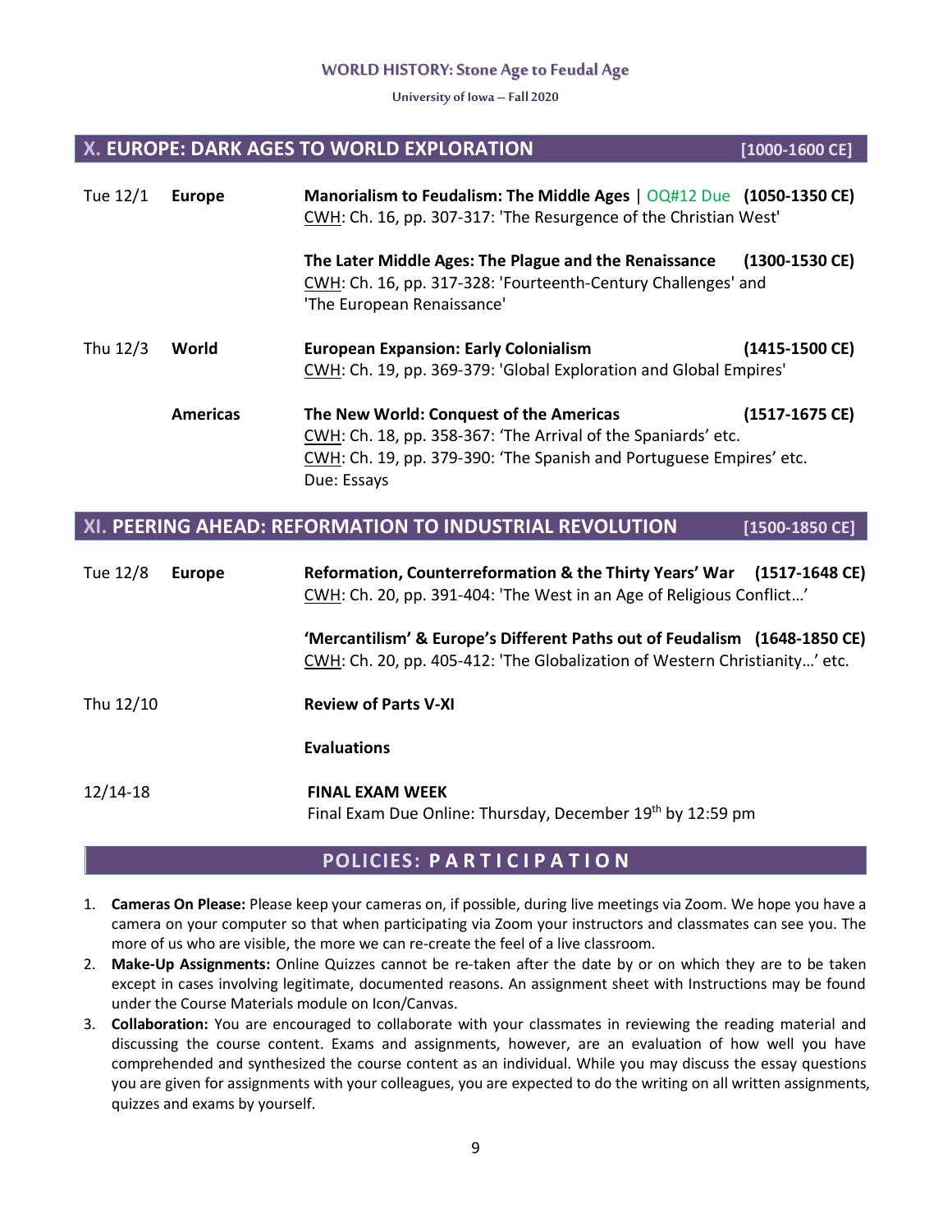## X. EUROPE: DARK AGES TO WORLD EXPLORATION [1000-1600 CE]

| | | | |
|---|---|---|---|
| Tue 12/1 | **Europe** | **Manorialism to Feudalism: The Middle Ages** \| OQ#12 Due<br>CWH: Ch. 16, pp. 307-317: 'The Resurgence of the Christian West' | **(1050-1350 CE)** |
| | | **The Later Middle Ages: The Plague and the Renaissance**<br>CWH: Ch. 16, pp. 317-328: 'Fourteenth-Century Challenges' and 'The European Renaissance' | **(1300-1530 CE)** |
| Thu 12/3 | **World** | **European Expansion: Early Colonialism**<br>CWH: Ch. 19, pp. 369-379: 'Global Exploration and Global Empires' | **(1415-1500 CE)** |
| | **Americas** | **The New World: Conquest of the Americas**<br>CWH: Ch. 18, pp. 358-367: 'The Arrival of the Spaniards' etc.<br>CWH: Ch. 19, pp. 379-390: 'The Spanish and Portuguese Empires' etc.<br>Due: Essays | **(1517-1675 CE)** |

## XI. PEERING AHEAD: REFORMATION TO INDUSTRIAL REVOLUTION [1500-1850 CE]

| | | | |
|---|---|---|---|
| Tue 12/8 | **Europe** | **Reformation, Counterreformation & the Thirty Years' War**<br>CWH: Ch. 20, pp. 391-404: 'The West in an Age of Religious Conflict…' | **(1517-1648 CE)** |
| | | **'Mercantilism' & Europe's Different Paths out of Feudalism**<br>CWH: Ch. 20, pp. 405-412: 'The Globalization of Western Christianity…' etc. | **(1648-1850 CE)** |
| Thu 12/10 | | **Review of Parts V-XI** | |
| | | **Evaluations** | |
| 12/14-18 | | **FINAL EXAM WEEK**<br>Final Exam Due Online: Thursday, December 19th by 12:59 pm | |

## POLICIES: PARTICIPATION

1. **Cameras On Please:** Please keep your cameras on, if possible, during live meetings via Zoom. We hope you have a camera on your computer so that when participating via Zoom your instructors and classmates can see you. The more of us who are visible, the more we can re-create the feel of a live classroom.
2. **Make-Up Assignments:** Online Quizzes cannot be re-taken after the date by or on which they are to be taken except in cases involving legitimate, documented reasons. An assignment sheet with Instructions may be found under the Course Materials module on Icon/Canvas.
3. **Collaboration:** You are encouraged to collaborate with your classmates in reviewing the reading material and discussing the course content. Exams and assignments, however, are an evaluation of how well you have comprehended and synthesized the course content as an individual. While you may discuss the essay questions you are given for assignments with your colleagues, you are expected to do the writing on all written assignments, quizzes and exams by yourself.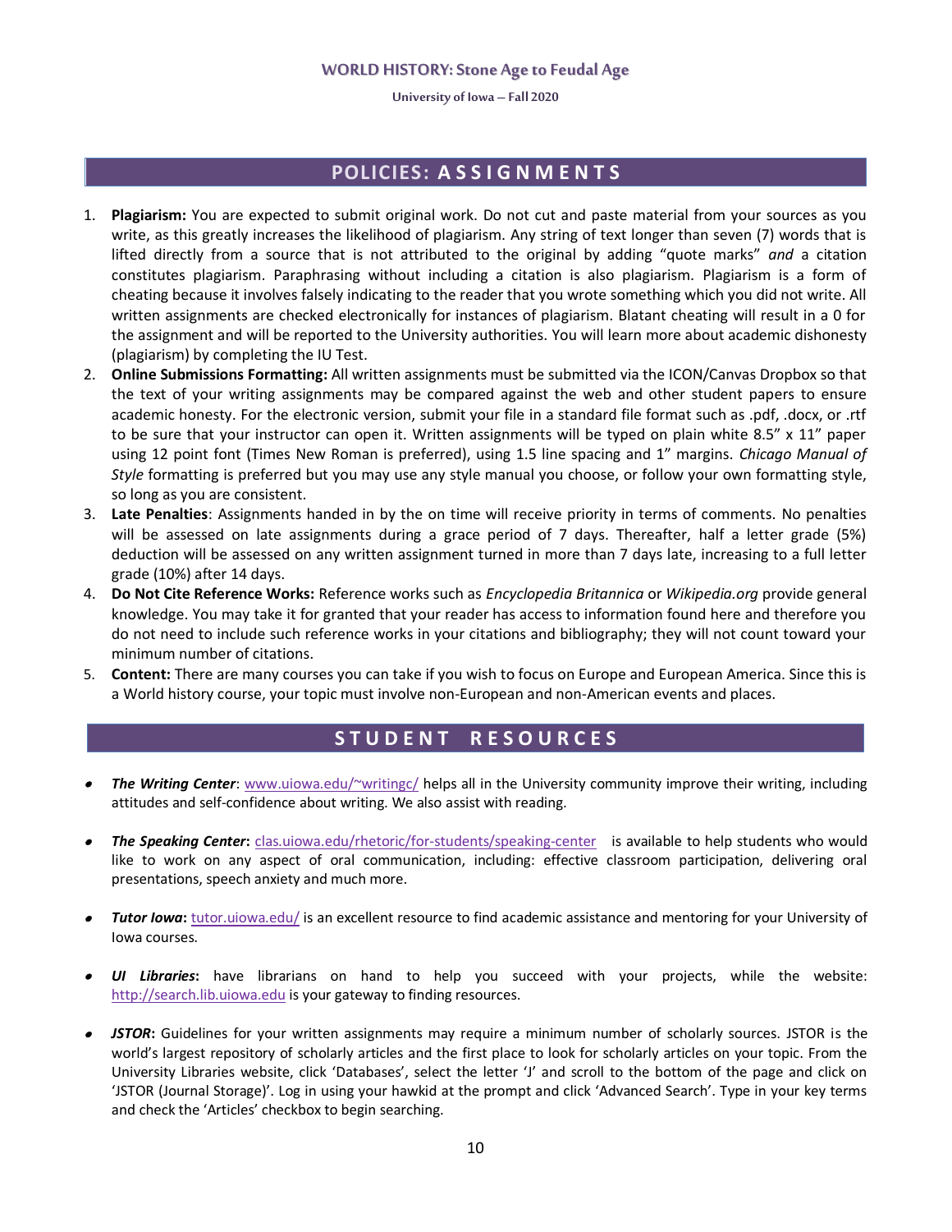## POLICIES: ASSIGNMENTS

1. **Plagiarism:** You are expected to submit original work. Do not cut and paste material from your sources as you write, as this greatly increases the likelihood of plagiarism. Any string of text longer than seven (7) words that is lifted directly from a source that is not attributed to the original by adding "quote marks" *and* a citation constitutes plagiarism. Paraphrasing without including a citation is also plagiarism. Plagiarism is a form of cheating because it involves falsely indicating to the reader that you wrote something which you did not write. All written assignments are checked electronically for instances of plagiarism. Blatant cheating will result in a 0 for the assignment and will be reported to the University authorities. You will learn more about academic dishonesty (plagiarism) by completing the IU Test.
2. **Online Submissions Formatting:** All written assignments must be submitted via the ICON/Canvas Dropbox so that the text of your writing assignments may be compared against the web and other student papers to ensure academic honesty. For the electronic version, submit your file in a standard file format such as .pdf, .docx, or .rtf to be sure that your instructor can open it. Written assignments will be typed on plain white 8.5" x 11" paper using 12 point font (Times New Roman is preferred), using 1.5 line spacing and 1" margins. *Chicago Manual of Style* formatting is preferred but you may use any style manual you choose, or follow your own formatting style, so long as you are consistent.
3. **Late Penalties**: Assignments handed in by the on time will receive priority in terms of comments. No penalties will be assessed on late assignments during a grace period of 7 days. Thereafter, half a letter grade (5%) deduction will be assessed on any written assignment turned in more than 7 days late, increasing to a full letter grade (10%) after 14 days.
4. **Do Not Cite Reference Works:** Reference works such as *Encyclopedia Britannica* or *Wikipedia.org* provide general knowledge. You may take it for granted that your reader has access to information found here and therefore you do not need to include such reference works in your citations and bibliography; they will not count toward your minimum number of citations.
5. **Content:** There are many courses you can take if you wish to focus on Europe and European America. Since this is a World history course, your topic must involve non-European and non-American events and places.

## STUDENT RESOURCES

- ***The Writing Center***: www.uiowa.edu/~writingc/ helps all in the University community improve their writing, including attitudes and self-confidence about writing. We also assist with reading.
- ***The Speaking Center*:** clas.uiowa.edu/rhetoric/for-students/speaking-center is available to help students who would like to work on any aspect of oral communication, including: effective classroom participation, delivering oral presentations, speech anxiety and much more.
- ***Tutor Iowa*:** tutor.uiowa.edu/ is an excellent resource to find academic assistance and mentoring for your University of Iowa courses.
- ***UI Libraries*:** have librarians on hand to help you succeed with your projects, while the website: http://search.lib.uiowa.edu is your gateway to finding resources.
- ***JSTOR*:** Guidelines for your written assignments may require a minimum number of scholarly sources. JSTOR is the world's largest repository of scholarly articles and the first place to look for scholarly articles on your topic. From the University Libraries website, click 'Databases', select the letter 'J' and scroll to the bottom of the page and click on 'JSTOR (Journal Storage)'. Log in using your hawkid at the prompt and click 'Advanced Search'. Type in your key terms and check the 'Articles' checkbox to begin searching.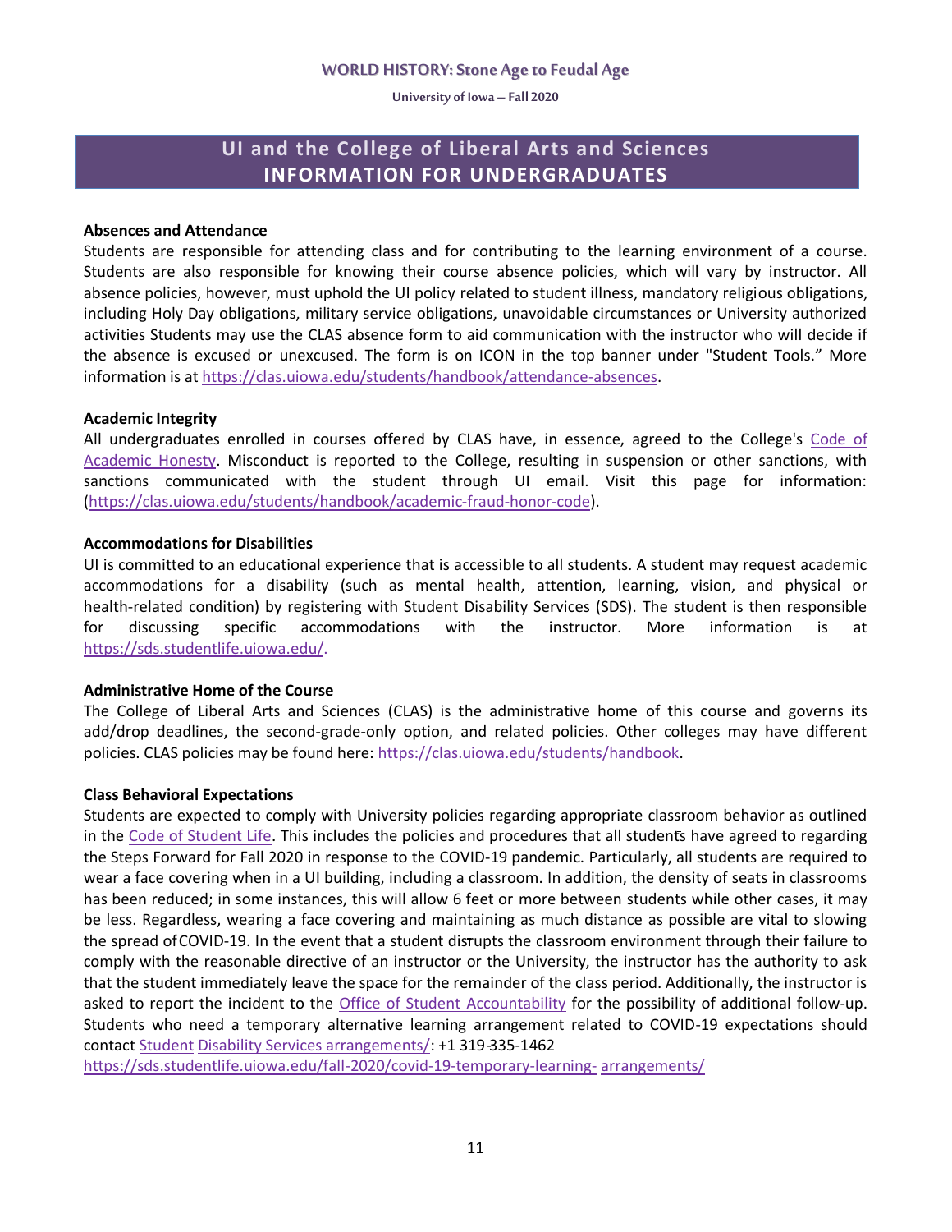## UI and the College of Liberal Arts and Sciences INFORMATION FOR UNDERGRADUATES

### Absences and Attendance

Students are responsible for attending class and for contributing to the learning environment of a course. Students are also responsible for knowing their course absence policies, which will vary by instructor. All absence policies, however, must uphold the UI policy related to student illness, mandatory religious obligations, including Holy Day obligations, military service obligations, unavoidable circumstances or University authorized activities Students may use the CLAS absence form to aid communication with the instructor who will decide if the absence is excused or unexcused. The form is on ICON in the top banner under "Student Tools." More information is at https://clas.uiowa.edu/students/handbook/attendance-absences.

### Academic Integrity

All undergraduates enrolled in courses offered by CLAS have, in essence, agreed to the College's Code of Academic Honesty. Misconduct is reported to the College, resulting in suspension or other sanctions, with sanctions communicated with the student through UI email. Visit this page for information: (https://clas.uiowa.edu/students/handbook/academic-fraud-honor-code).

### Accommodations for Disabilities

UI is committed to an educational experience that is accessible to all students. A student may request academic accommodations for a disability (such as mental health, attention, learning, vision, and physical or health-related condition) by registering with Student Disability Services (SDS). The student is then responsible for discussing specific accommodations with the instructor. More information is at https://sds.studentlife.uiowa.edu/.

### Administrative Home of the Course

The College of Liberal Arts and Sciences (CLAS) is the administrative home of this course and governs its add/drop deadlines, the second-grade-only option, and related policies. Other colleges may have different policies. CLAS policies may be found here: https://clas.uiowa.edu/students/handbook.

### Class Behavioral Expectations

Students are expected to comply with University policies regarding appropriate classroom behavior as outlined in the Code of Student Life. This includes the policies and procedures that all students have agreed to regarding the Steps Forward for Fall 2020 in response to the COVID-19 pandemic. Particularly, all students are required to wear a face covering when in a UI building, including a classroom. In addition, the density of seats in classrooms has been reduced; in some instances, this will allow 6 feet or more between students while other cases, it may be less. Regardless, wearing a face covering and maintaining as much distance as possible are vital to slowing the spread of COVID-19. In the event that a student disrupts the classroom environment through their failure to comply with the reasonable directive of an instructor or the University, the instructor has the authority to ask that the student immediately leave the space for the remainder of the class period. Additionally, the instructor is asked to report the incident to the Office of Student Accountability for the possibility of additional follow-up. Students who need a temporary alternative learning arrangement related to COVID-19 expectations should contact Student Disability Services arrangements/: +1 319-335-1462 https://sds.studentlife.uiowa.edu/fall-2020/covid-19-temporary-learning- arrangements/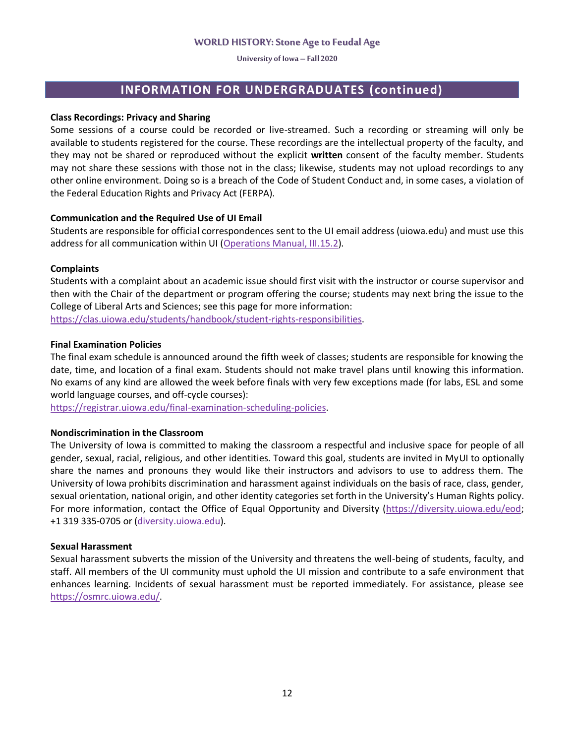## INFORMATION FOR UNDERGRADUATES (continued)

**Class Recordings: Privacy and Sharing**

Some sessions of a course could be recorded or live-streamed. Such a recording or streaming will only be available to students registered for the course. These recordings are the intellectual property of the faculty, and they may not be shared or reproduced without the explicit **written** consent of the faculty member. Students may not share these sessions with those not in the class; likewise, students may not upload recordings to any other online environment. Doing so is a breach of the Code of Student Conduct and, in some cases, a violation of the Federal Education Rights and Privacy Act (FERPA).

**Communication and the Required Use of UI Email**

Students are responsible for official correspondences sent to the UI email address (uiowa.edu) and must use this address for all communication within UI (Operations Manual, III.15.2).

**Complaints**

Students with a complaint about an academic issue should first visit with the instructor or course supervisor and then with the Chair of the department or program offering the course; students may next bring the issue to the College of Liberal Arts and Sciences; see this page for more information: https://clas.uiowa.edu/students/handbook/student-rights-responsibilities.

**Final Examination Policies**

The final exam schedule is announced around the fifth week of classes; students are responsible for knowing the date, time, and location of a final exam. Students should not make travel plans until knowing this information. No exams of any kind are allowed the week before finals with very few exceptions made (for labs, ESL and some world language courses, and off-cycle courses): https://registrar.uiowa.edu/final-examination-scheduling-policies.

**Nondiscrimination in the Classroom**

The University of Iowa is committed to making the classroom a respectful and inclusive space for people of all gender, sexual, racial, religious, and other identities. Toward this goal, students are invited in MyUI to optionally share the names and pronouns they would like their instructors and advisors to use to address them. The University of Iowa prohibits discrimination and harassment against individuals on the basis of race, class, gender, sexual orientation, national origin, and other identity categories set forth in the University's Human Rights policy. For more information, contact the Office of Equal Opportunity and Diversity (https://diversity.uiowa.edu/eod; +1 319 335-0705 or (diversity.uiowa.edu).

**Sexual Harassment**

Sexual harassment subverts the mission of the University and threatens the well-being of students, faculty, and staff. All members of the UI community must uphold the UI mission and contribute to a safe environment that enhances learning. Incidents of sexual harassment must be reported immediately. For assistance, please see https://osmrc.uiowa.edu/.